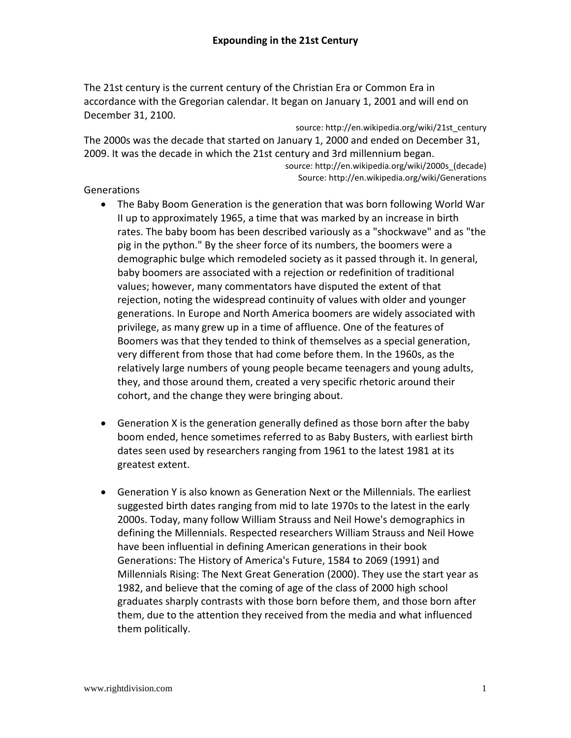# Expounding in the 21st Century

The 21st century is the current century of the Christian Era or Common Era in accordance with the Gregorian calendar. It began on January 1, 2001 and will end on December 31, 2100.

source: http://en.wikipedia.org/wiki/21st_century

The 2000s was the decade that started on January 1, 2000 and ended on December 31, 2009. It was the decade in which the 21st century and 3rd millennium began.

source: http://en.wikipedia.org/wiki/2000s_(decade)

Source: http://en.wikipedia.org/wiki/Generations

Generations

- The Baby Boom Generation is the generation that was born following World War II up to approximately 1965, a time that was marked by an increase in birth rates. The baby boom has been described variously as a "shockwave" and as "the pig in the python." By the sheer force of its numbers, the boomers were a demographic bulge which remodeled society as it passed through it. In general, baby boomers are associated with a rejection or redefinition of traditional values; however, many commentators have disputed the extent of that rejection, noting the widespread continuity of values with older and younger generations. In Europe and North America boomers are widely associated with privilege, as many grew up in a time of affluence. One of the features of Boomers was that they tended to think of themselves as a special generation, very different from those that had come before them. In the 1960s, as the relatively large numbers of young people became teenagers and young adults, they, and those around them, created a very specific rhetoric around their cohort, and the change they were bringing about.

- Generation X is the generation generally defined as those born after the baby boom ended, hence sometimes referred to as Baby Busters, with earliest birth dates seen used by researchers ranging from 1961 to the latest 1981 at its greatest extent.

- Generation Y is also known as Generation Next or the Millennials. The earliest suggested birth dates ranging from mid to late 1970s to the latest in the early 2000s. Today, many follow William Strauss and Neil Howe's demographics in defining the Millennials. Respected researchers William Strauss and Neil Howe have been influential in defining American generations in their book Generations: The History of America's Future, 1584 to 2069 (1991) and Millennials Rising: The Next Great Generation (2000). They use the start year as 1982, and believe that the coming of age of the class of 2000 high school graduates sharply contrasts with those born before them, and those born after them, due to the attention they received from the media and what influenced them politically.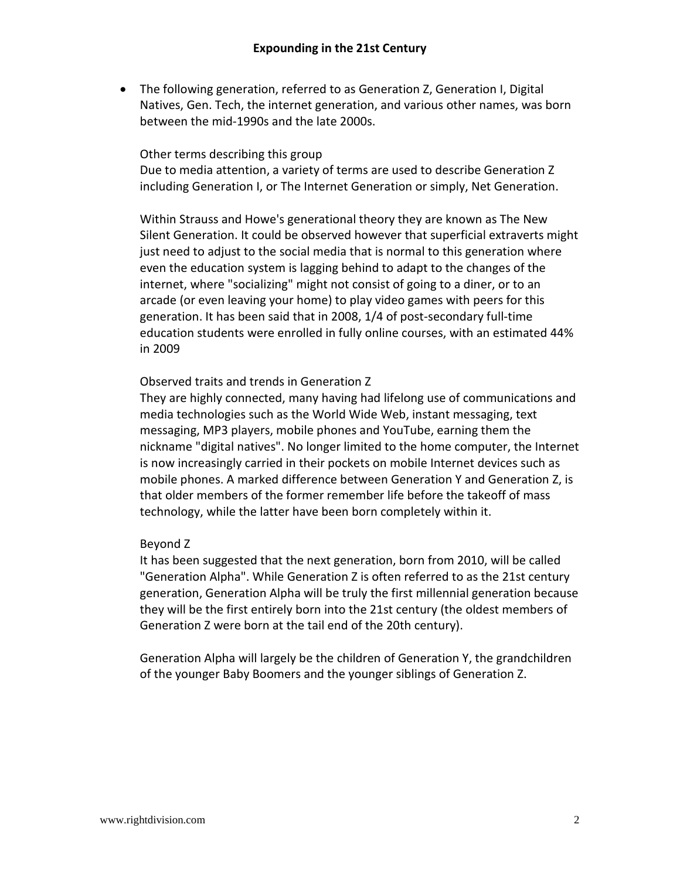- The following generation, referred to as Generation Z, Generation I, Digital Natives, Gen. Tech, the internet generation, and various other names, was born between the mid-1990s and the late 2000s.

  Other terms describing this group
  Due to media attention, a variety of terms are used to describe Generation Z including Generation I, or The Internet Generation or simply, Net Generation.

  Within Strauss and Howe's generational theory they are known as The New Silent Generation. It could be observed however that superficial extraverts might just need to adjust to the social media that is normal to this generation where even the education system is lagging behind to adapt to the changes of the internet, where "socializing" might not consist of going to a diner, or to an arcade (or even leaving your home) to play video games with peers for this generation. It has been said that in 2008, 1/4 of post-secondary full-time education students were enrolled in fully online courses, with an estimated 44% in 2009

  Observed traits and trends in Generation Z
  They are highly connected, many having had lifelong use of communications and media technologies such as the World Wide Web, instant messaging, text messaging, MP3 players, mobile phones and YouTube, earning them the nickname "digital natives". No longer limited to the home computer, the Internet is now increasingly carried in their pockets on mobile Internet devices such as mobile phones. A marked difference between Generation Y and Generation Z, is that older members of the former remember life before the takeoff of mass technology, while the latter have been born completely within it.

  Beyond Z
  It has been suggested that the next generation, born from 2010, will be called "Generation Alpha". While Generation Z is often referred to as the 21st century generation, Generation Alpha will be truly the first millennial generation because they will be the first entirely born into the 21st century (the oldest members of Generation Z were born at the tail end of the 20th century).

  Generation Alpha will largely be the children of Generation Y, the grandchildren of the younger Baby Boomers and the younger siblings of Generation Z.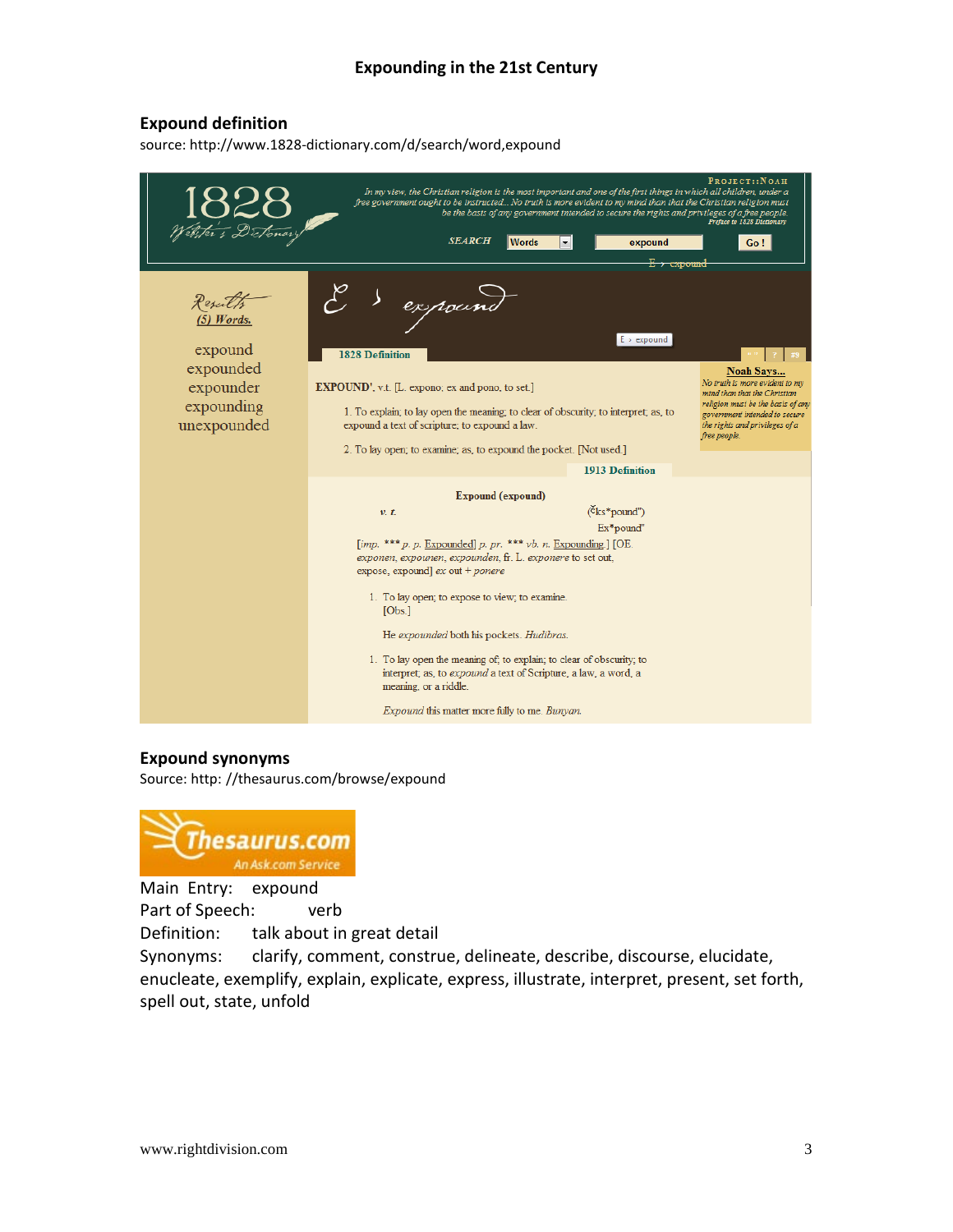# Expounding in the 21st Century

## Expound definition

source: http://www.1828-dictionary.com/d/search/word,expound

1828 Webster's Dictionary

In my view, the Christian religion is the most important and one of the first things in which all children, under a free government ought to be instructed... No truth is more evident to my mind than that the Christian religion must be the basis of any government intended to secure the rights and privileges of a free people. Preface to 1828 Dictionary

SEARCH Words expound Go !

E > expound

Results (5) Words.

expound
expounded
expounder
expounding
unexpounded

E > expound

1828 Definition

**EXPOUND'**, v.t. [L. expono; ex and pono, to set.]

1. To explain; to lay open the meaning; to clear of obscurity; to interpret; as, to expound a text of scripture; to expound a law.

2. To lay open; to examine; as, to expound the pocket. [Not used.]

Noah Says... No truth is more evident to my mind than that the Christian religion must be the basis of any government intended to secure the rights and privileges of a free people.

1913 Definition

**Expound (expound)**

*v. t.* (Ĕks*pound") Ex*pound"

[*imp.* *** *p. p.* Expounded] *p. pr.* *** *vb. n.* Expounding ] [OE. *exponen, expounen, expounden*, fr. L. *exponere* to set out, expose, expound] *ex* out + *ponere*

1. To lay open; to expose to view; to examine. [Obs.]

He *expounded* both his pockets. *Hudibras.*

1. To lay open the meaning of; to explain; to clear of obscurity; to interpret; as, to *expound* a text of Scripture, a law, a word, a meaning, or a riddle.

*Expound* this matter more fully to me. *Bunyan.*

## Expound synonyms

Source: http: //thesaurus.com/browse/expound

Thesaurus.com An Ask.com Service

Main Entry: expound
Part of Speech: verb
Definition: talk about in great detail
Synonyms: clarify, comment, construe, delineate, describe, discourse, elucidate, enucleate, exemplify, explain, explicate, express, illustrate, interpret, present, set forth, spell out, state, unfold

www.rightdivision.com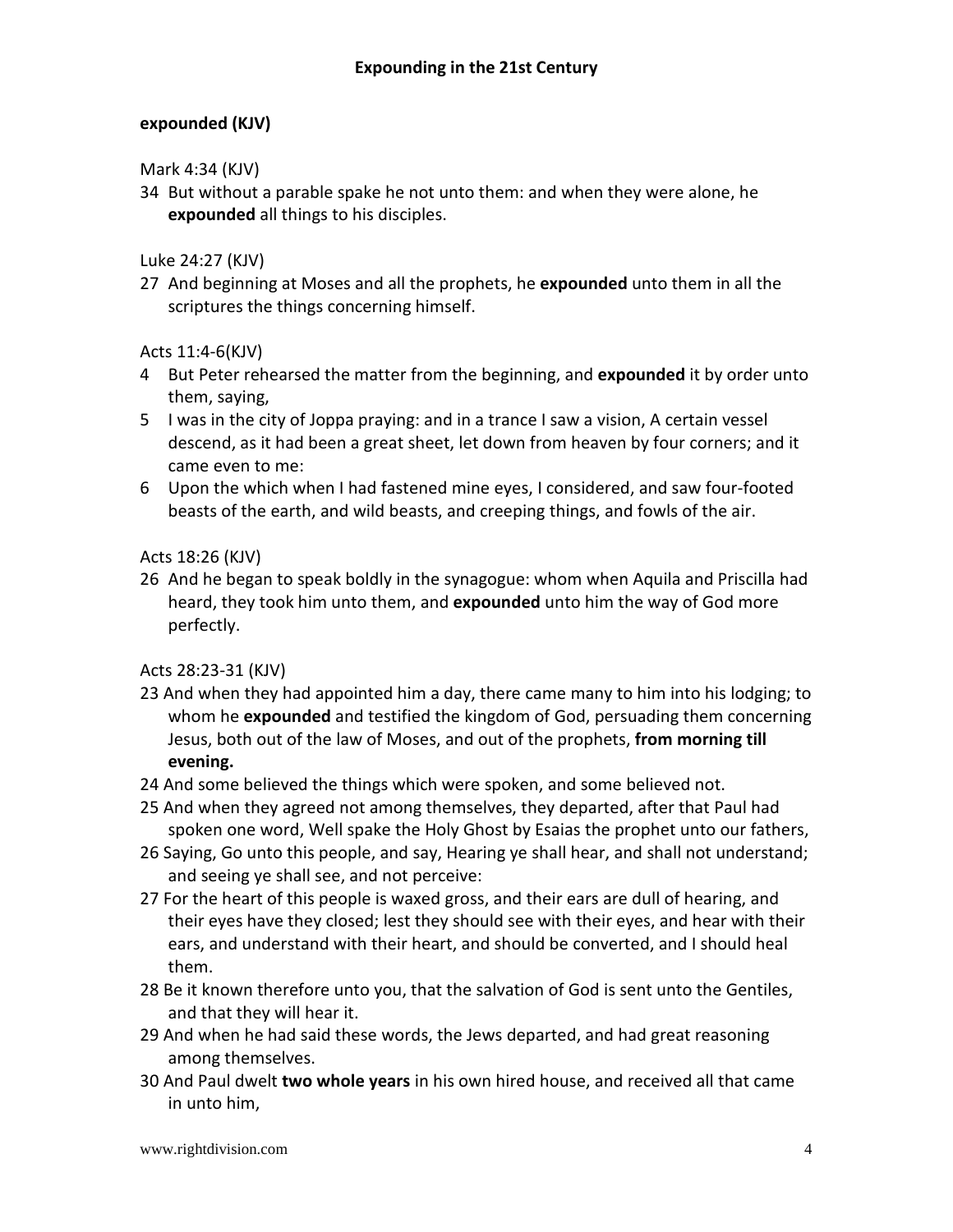**expounded (KJV)**

Mark 4:34 (KJV)

34 But without a parable spake he not unto them: and when they were alone, he **expounded** all things to his disciples.

Luke 24:27 (KJV)

27 And beginning at Moses and all the prophets, he **expounded** unto them in all the scriptures the things concerning himself.

Acts 11:4-6(KJV)

4 But Peter rehearsed the matter from the beginning, and **expounded** it by order unto them, saying,
5 I was in the city of Joppa praying: and in a trance I saw a vision, A certain vessel descend, as it had been a great sheet, let down from heaven by four corners; and it came even to me:
6 Upon the which when I had fastened mine eyes, I considered, and saw four-footed beasts of the earth, and wild beasts, and creeping things, and fowls of the air.

Acts 18:26 (KJV)

26 And he began to speak boldly in the synagogue: whom when Aquila and Priscilla had heard, they took him unto them, and **expounded** unto him the way of God more perfectly.

Acts 28:23-31 (KJV)

23 And when they had appointed him a day, there came many to him into his lodging; to whom he **expounded** and testified the kingdom of God, persuading them concerning Jesus, both out of the law of Moses, and out of the prophets, **from morning till evening.**
24 And some believed the things which were spoken, and some believed not.
25 And when they agreed not among themselves, they departed, after that Paul had spoken one word, Well spake the Holy Ghost by Esaias the prophet unto our fathers,
26 Saying, Go unto this people, and say, Hearing ye shall hear, and shall not understand; and seeing ye shall see, and not perceive:
27 For the heart of this people is waxed gross, and their ears are dull of hearing, and their eyes have they closed; lest they should see with their eyes, and hear with their ears, and understand with their heart, and should be converted, and I should heal them.
28 Be it known therefore unto you, that the salvation of God is sent unto the Gentiles, and that they will hear it.
29 And when he had said these words, the Jews departed, and had great reasoning among themselves.
30 And Paul dwelt **two whole years** in his own hired house, and received all that came in unto him,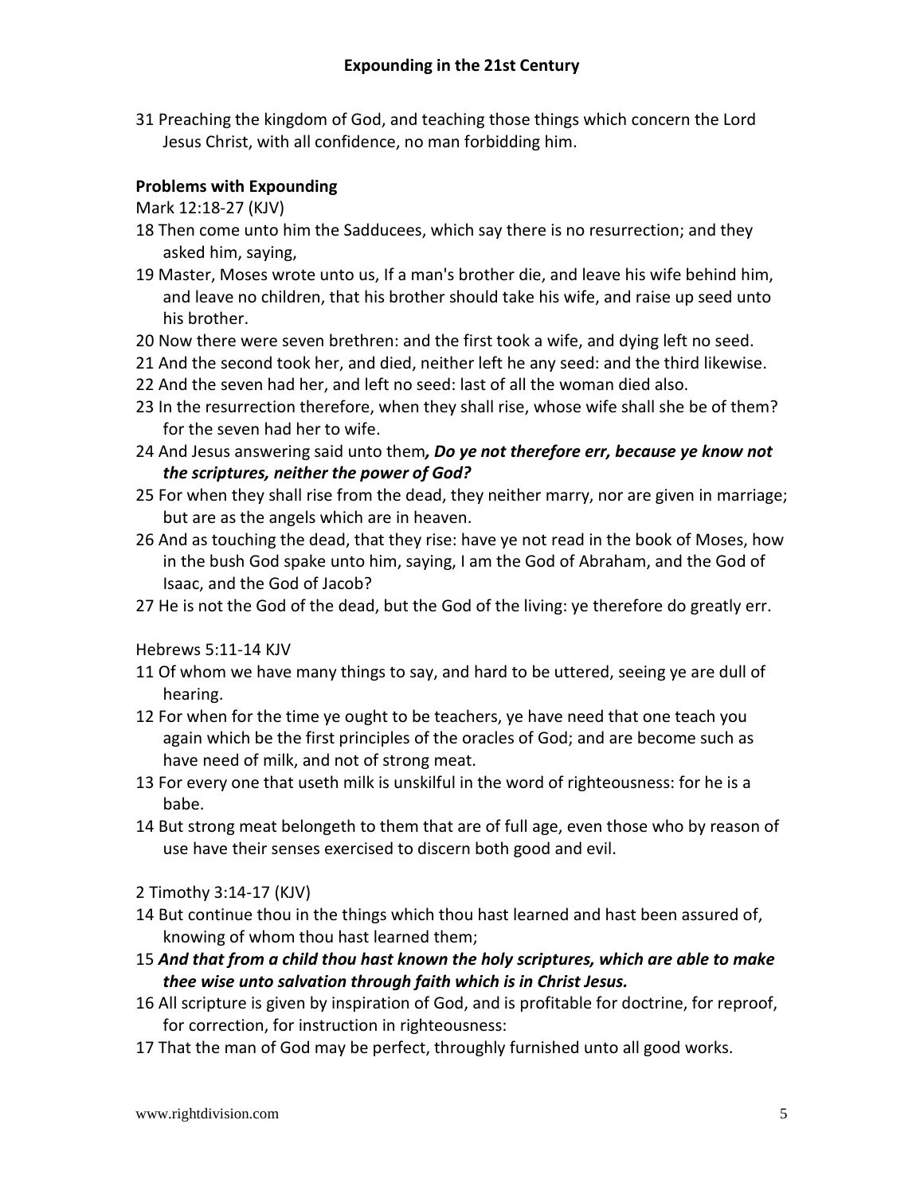31 Preaching the kingdom of God, and teaching those things which concern the Lord Jesus Christ, with all confidence, no man forbidding him.

**Problems with Expounding**

Mark 12:18-27 (KJV)

18 Then come unto him the Sadducees, which say there is no resurrection; and they asked him, saying,

19 Master, Moses wrote unto us, If a man's brother die, and leave his wife behind him, and leave no children, that his brother should take his wife, and raise up seed unto his brother.

20 Now there were seven brethren: and the first took a wife, and dying left no seed.

21 And the second took her, and died, neither left he any seed: and the third likewise.

22 And the seven had her, and left no seed: last of all the woman died also.

23 In the resurrection therefore, when they shall rise, whose wife shall she be of them? for the seven had her to wife.

24 And Jesus answering said unto them***, Do ye not therefore err, because ye know not the scriptures, neither the power of God?***

25 For when they shall rise from the dead, they neither marry, nor are given in marriage; but are as the angels which are in heaven.

26 And as touching the dead, that they rise: have ye not read in the book of Moses, how in the bush God spake unto him, saying, I am the God of Abraham, and the God of Isaac, and the God of Jacob?

27 He is not the God of the dead, but the God of the living: ye therefore do greatly err.

Hebrews 5:11-14 KJV

11 Of whom we have many things to say, and hard to be uttered, seeing ye are dull of hearing.

12 For when for the time ye ought to be teachers, ye have need that one teach you again which be the first principles of the oracles of God; and are become such as have need of milk, and not of strong meat.

13 For every one that useth milk is unskilful in the word of righteousness: for he is a babe.

14 But strong meat belongeth to them that are of full age, even those who by reason of use have their senses exercised to discern both good and evil.

2 Timothy 3:14-17 (KJV)

14 But continue thou in the things which thou hast learned and hast been assured of, knowing of whom thou hast learned them;

15 ***And that from a child thou hast known the holy scriptures, which are able to make thee wise unto salvation through faith which is in Christ Jesus.***

16 All scripture is given by inspiration of God, and is profitable for doctrine, for reproof, for correction, for instruction in righteousness:

17 That the man of God may be perfect, throughly furnished unto all good works.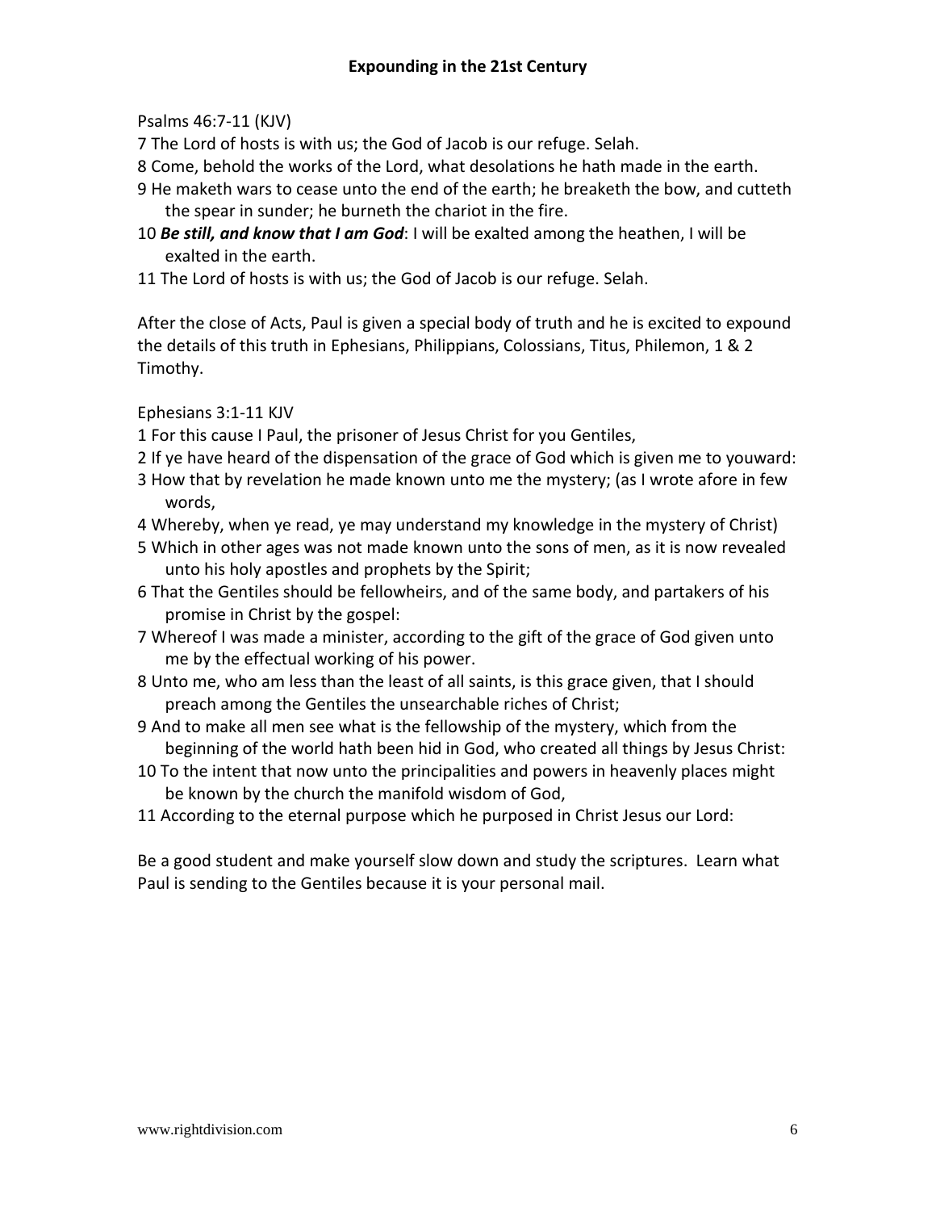Psalms 46:7-11 (KJV)

7 The Lord of hosts is with us; the God of Jacob is our refuge. Selah.

8 Come, behold the works of the Lord, what desolations he hath made in the earth.

9 He maketh wars to cease unto the end of the earth; he breaketh the bow, and cutteth the spear in sunder; he burneth the chariot in the fire.

10 ***Be still, and know that I am God***: I will be exalted among the heathen, I will be exalted in the earth.

11 The Lord of hosts is with us; the God of Jacob is our refuge. Selah.

After the close of Acts, Paul is given a special body of truth and he is excited to expound the details of this truth in Ephesians, Philippians, Colossians, Titus, Philemon, 1 & 2 Timothy.

Ephesians 3:1-11 KJV

1 For this cause I Paul, the prisoner of Jesus Christ for you Gentiles,

2 If ye have heard of the dispensation of the grace of God which is given me to youward:

3 How that by revelation he made known unto me the mystery; (as I wrote afore in few words,

4 Whereby, when ye read, ye may understand my knowledge in the mystery of Christ)

5 Which in other ages was not made known unto the sons of men, as it is now revealed unto his holy apostles and prophets by the Spirit;

6 That the Gentiles should be fellowheirs, and of the same body, and partakers of his promise in Christ by the gospel:

7 Whereof I was made a minister, according to the gift of the grace of God given unto me by the effectual working of his power.

8 Unto me, who am less than the least of all saints, is this grace given, that I should preach among the Gentiles the unsearchable riches of Christ;

9 And to make all men see what is the fellowship of the mystery, which from the beginning of the world hath been hid in God, who created all things by Jesus Christ:

10 To the intent that now unto the principalities and powers in heavenly places might be known by the church the manifold wisdom of God,

11 According to the eternal purpose which he purposed in Christ Jesus our Lord:

Be a good student and make yourself slow down and study the scriptures. Learn what Paul is sending to the Gentiles because it is your personal mail.